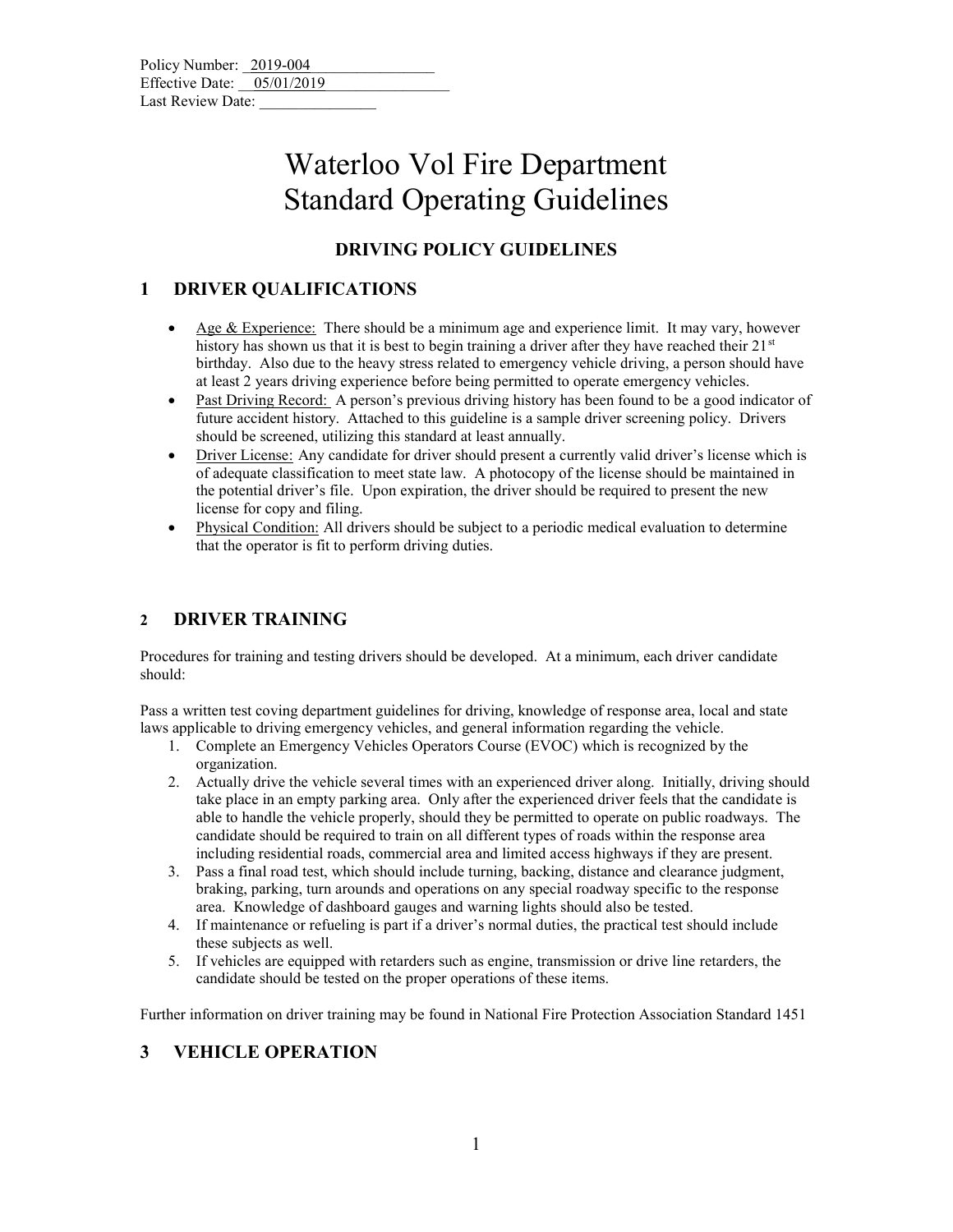Policy Number: 2019-004
Effective Date: 05/01/2019
Last Review Date: _______________

# Waterloo Vol Fire Department
# Standard Operating Guidelines

## DRIVING POLICY GUIDELINES

## 1 DRIVER QUALIFICATIONS

- Age & Experience: There should be a minimum age and experience limit. It may vary, however history has shown us that it is best to begin training a driver after they have reached their 21st birthday. Also due to the heavy stress related to emergency vehicle driving, a person should have at least 2 years driving experience before being permitted to operate emergency vehicles.
- Past Driving Record: A person's previous driving history has been found to be a good indicator of future accident history. Attached to this guideline is a sample driver screening policy. Drivers should be screened, utilizing this standard at least annually.
- Driver License: Any candidate for driver should present a currently valid driver's license which is of adequate classification to meet state law. A photocopy of the license should be maintained in the potential driver's file. Upon expiration, the driver should be required to present the new license for copy and filing.
- Physical Condition: All drivers should be subject to a periodic medical evaluation to determine that the operator is fit to perform driving duties.

## 2 DRIVER TRAINING

Procedures for training and testing drivers should be developed. At a minimum, each driver candidate should:

Pass a written test coving department guidelines for driving, knowledge of response area, local and state laws applicable to driving emergency vehicles, and general information regarding the vehicle.

1. Complete an Emergency Vehicles Operators Course (EVOC) which is recognized by the organization.
2. Actually drive the vehicle several times with an experienced driver along. Initially, driving should take place in an empty parking area. Only after the experienced driver feels that the candidate is able to handle the vehicle properly, should they be permitted to operate on public roadways. The candidate should be required to train on all different types of roads within the response area including residential roads, commercial area and limited access highways if they are present.
3. Pass a final road test, which should include turning, backing, distance and clearance judgment, braking, parking, turn arounds and operations on any special roadway specific to the response area. Knowledge of dashboard gauges and warning lights should also be tested.
4. If maintenance or refueling is part if a driver's normal duties, the practical test should include these subjects as well.
5. If vehicles are equipped with retarders such as engine, transmission or drive line retarders, the candidate should be tested on the proper operations of these items.

Further information on driver training may be found in National Fire Protection Association Standard 1451

## 3 VEHICLE OPERATION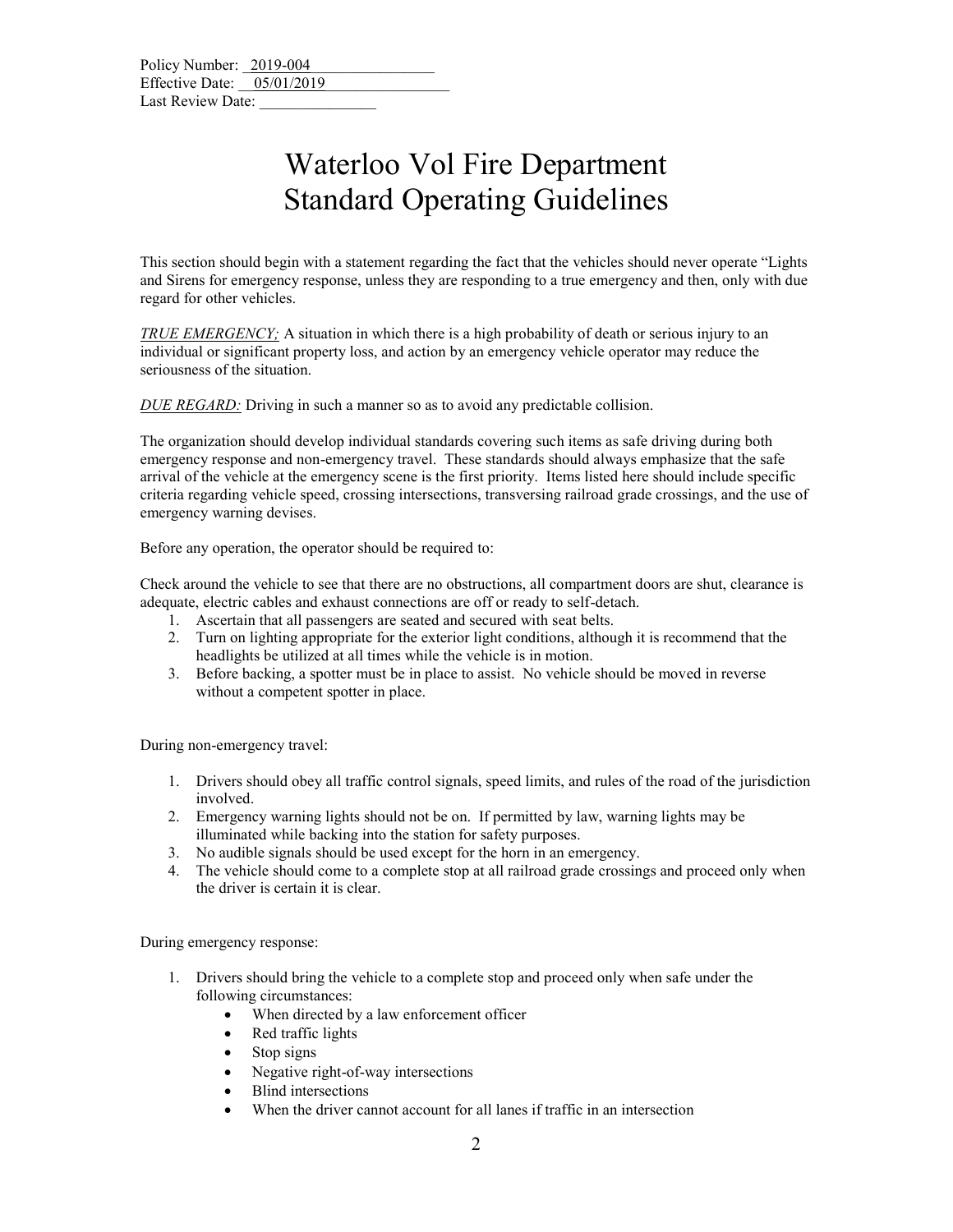Policy Number: 2019-004
Effective Date: 05/01/2019
Last Review Date: _______________

# Waterloo Vol Fire Department
# Standard Operating Guidelines

This section should begin with a statement regarding the fact that the vehicles should never operate "Lights and Sirens for emergency response, unless they are responding to a true emergency and then, only with due regard for other vehicles.

*TRUE EMERGENCY;* A situation in which there is a high probability of death or serious injury to an individual or significant property loss, and action by an emergency vehicle operator may reduce the seriousness of the situation.

*DUE REGARD:* Driving in such a manner so as to avoid any predictable collision.

The organization should develop individual standards covering such items as safe driving during both emergency response and non-emergency travel. These standards should always emphasize that the safe arrival of the vehicle at the emergency scene is the first priority. Items listed here should include specific criteria regarding vehicle speed, crossing intersections, transversing railroad grade crossings, and the use of emergency warning devises.

Before any operation, the operator should be required to:

Check around the vehicle to see that there are no obstructions, all compartment doors are shut, clearance is adequate, electric cables and exhaust connections are off or ready to self-detach.

1. Ascertain that all passengers are seated and secured with seat belts.
2. Turn on lighting appropriate for the exterior light conditions, although it is recommend that the headlights be utilized at all times while the vehicle is in motion.
3. Before backing, a spotter must be in place to assist. No vehicle should be moved in reverse without a competent spotter in place.

During non-emergency travel:

1. Drivers should obey all traffic control signals, speed limits, and rules of the road of the jurisdiction involved.
2. Emergency warning lights should not be on. If permitted by law, warning lights may be illuminated while backing into the station for safety purposes.
3. No audible signals should be used except for the horn in an emergency.
4. The vehicle should come to a complete stop at all railroad grade crossings and proceed only when the driver is certain it is clear.

During emergency response:

1. Drivers should bring the vehicle to a complete stop and proceed only when safe under the following circumstances:
   - When directed by a law enforcement officer
   - Red traffic lights
   - Stop signs
   - Negative right-of-way intersections
   - Blind intersections
   - When the driver cannot account for all lanes if traffic in an intersection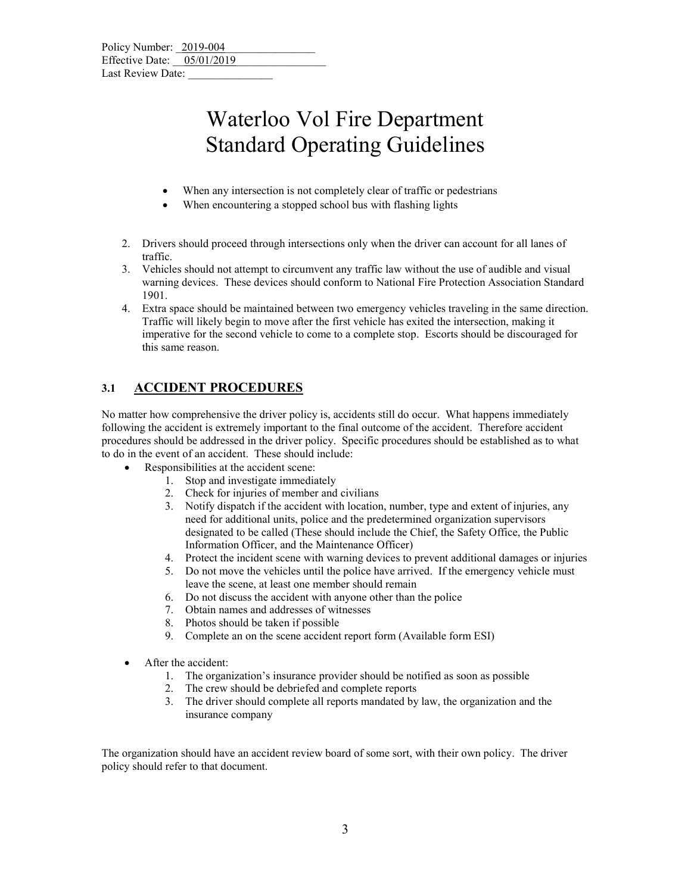Policy Number: 2019-004
Effective Date: 05/01/2019
Last Review Date: _______________

# Waterloo Vol Fire Department Standard Operating Guidelines

- When any intersection is not completely clear of traffic or pedestrians
- When encountering a stopped school bus with flashing lights

2. Drivers should proceed through intersections only when the driver can account for all lanes of traffic.
3. Vehicles should not attempt to circumvent any traffic law without the use of audible and visual warning devices. These devices should conform to National Fire Protection Association Standard 1901.
4. Extra space should be maintained between two emergency vehicles traveling in the same direction. Traffic will likely begin to move after the first vehicle has exited the intersection, making it imperative for the second vehicle to come to a complete stop. Escorts should be discouraged for this same reason.

## 3.1 ACCIDENT PROCEDURES

No matter how comprehensive the driver policy is, accidents still do occur. What happens immediately following the accident is extremely important to the final outcome of the accident. Therefore accident procedures should be addressed in the driver policy. Specific procedures should be established as to what to do in the event of an accident. These should include:

- Responsibilities at the accident scene:
  1. Stop and investigate immediately
  2. Check for injuries of member and civilians
  3. Notify dispatch if the accident with location, number, type and extent of injuries, any need for additional units, police and the predetermined organization supervisors designated to be called (These should include the Chief, the Safety Office, the Public Information Officer, and the Maintenance Officer)
  4. Protect the incident scene with warning devices to prevent additional damages or injuries
  5. Do not move the vehicles until the police have arrived. If the emergency vehicle must leave the scene, at least one member should remain
  6. Do not discuss the accident with anyone other than the police
  7. Obtain names and addresses of witnesses
  8. Photos should be taken if possible
  9. Complete an on the scene accident report form (Available form ESI)

- After the accident:
  1. The organization's insurance provider should be notified as soon as possible
  2. The crew should be debriefed and complete reports
  3. The driver should complete all reports mandated by law, the organization and the insurance company

The organization should have an accident review board of some sort, with their own policy. The driver policy should refer to that document.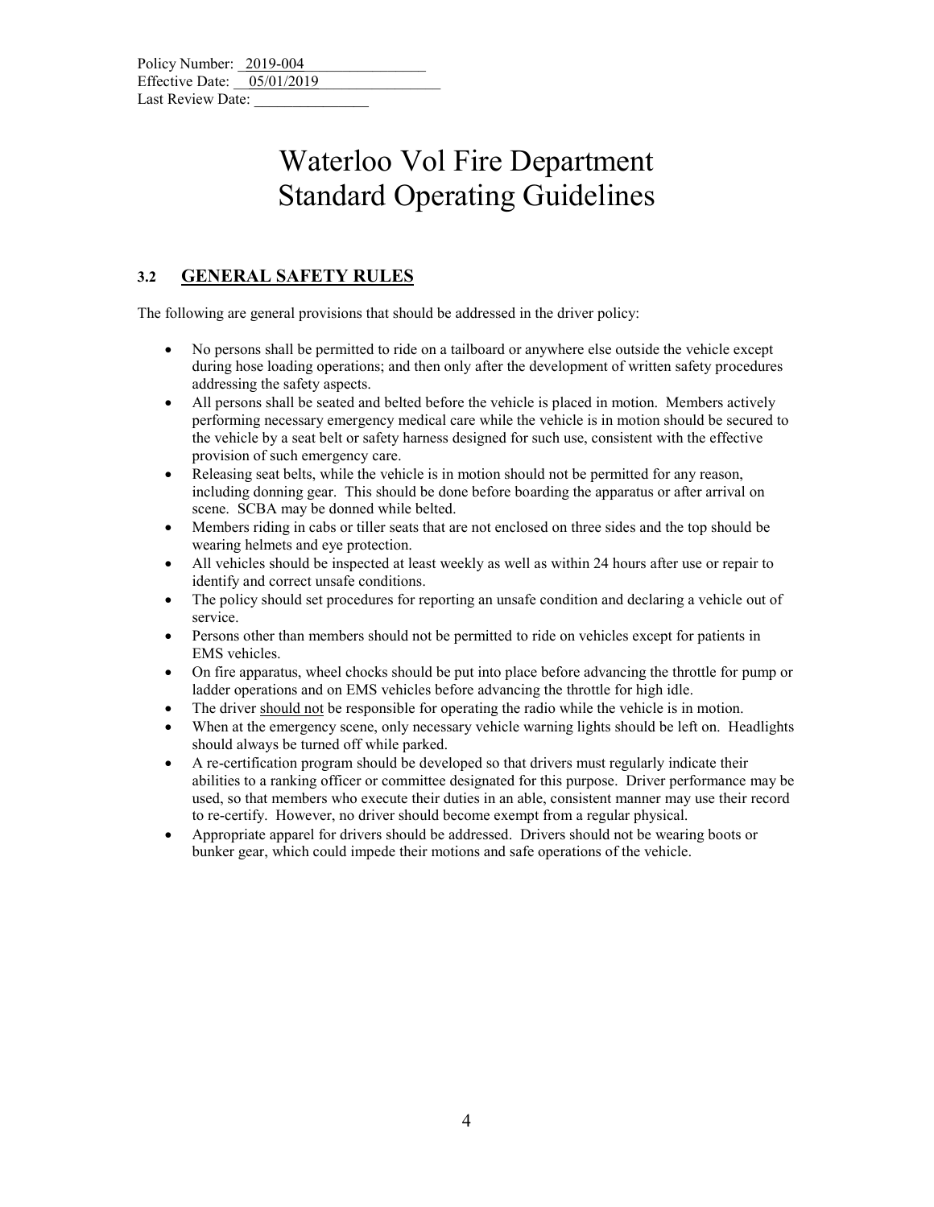Policy Number: 2019-004
Effective Date: 05/01/2019
Last Review Date: _______________

# Waterloo Vol Fire Department Standard Operating Guidelines

## 3.2 GENERAL SAFETY RULES

The following are general provisions that should be addressed in the driver policy:

- No persons shall be permitted to ride on a tailboard or anywhere else outside the vehicle except during hose loading operations; and then only after the development of written safety procedures addressing the safety aspects.
- All persons shall be seated and belted before the vehicle is placed in motion. Members actively performing necessary emergency medical care while the vehicle is in motion should be secured to the vehicle by a seat belt or safety harness designed for such use, consistent with the effective provision of such emergency care.
- Releasing seat belts, while the vehicle is in motion should not be permitted for any reason, including donning gear. This should be done before boarding the apparatus or after arrival on scene. SCBA may be donned while belted.
- Members riding in cabs or tiller seats that are not enclosed on three sides and the top should be wearing helmets and eye protection.
- All vehicles should be inspected at least weekly as well as within 24 hours after use or repair to identify and correct unsafe conditions.
- The policy should set procedures for reporting an unsafe condition and declaring a vehicle out of service.
- Persons other than members should not be permitted to ride on vehicles except for patients in EMS vehicles.
- On fire apparatus, wheel chocks should be put into place before advancing the throttle for pump or ladder operations and on EMS vehicles before advancing the throttle for high idle.
- The driver <u>should not</u> be responsible for operating the radio while the vehicle is in motion.
- When at the emergency scene, only necessary vehicle warning lights should be left on. Headlights should always be turned off while parked.
- A re-certification program should be developed so that drivers must regularly indicate their abilities to a ranking officer or committee designated for this purpose. Driver performance may be used, so that members who execute their duties in an able, consistent manner may use their record to re-certify. However, no driver should become exempt from a regular physical.
- Appropriate apparel for drivers should be addressed. Drivers should not be wearing boots or bunker gear, which could impede their motions and safe operations of the vehicle.